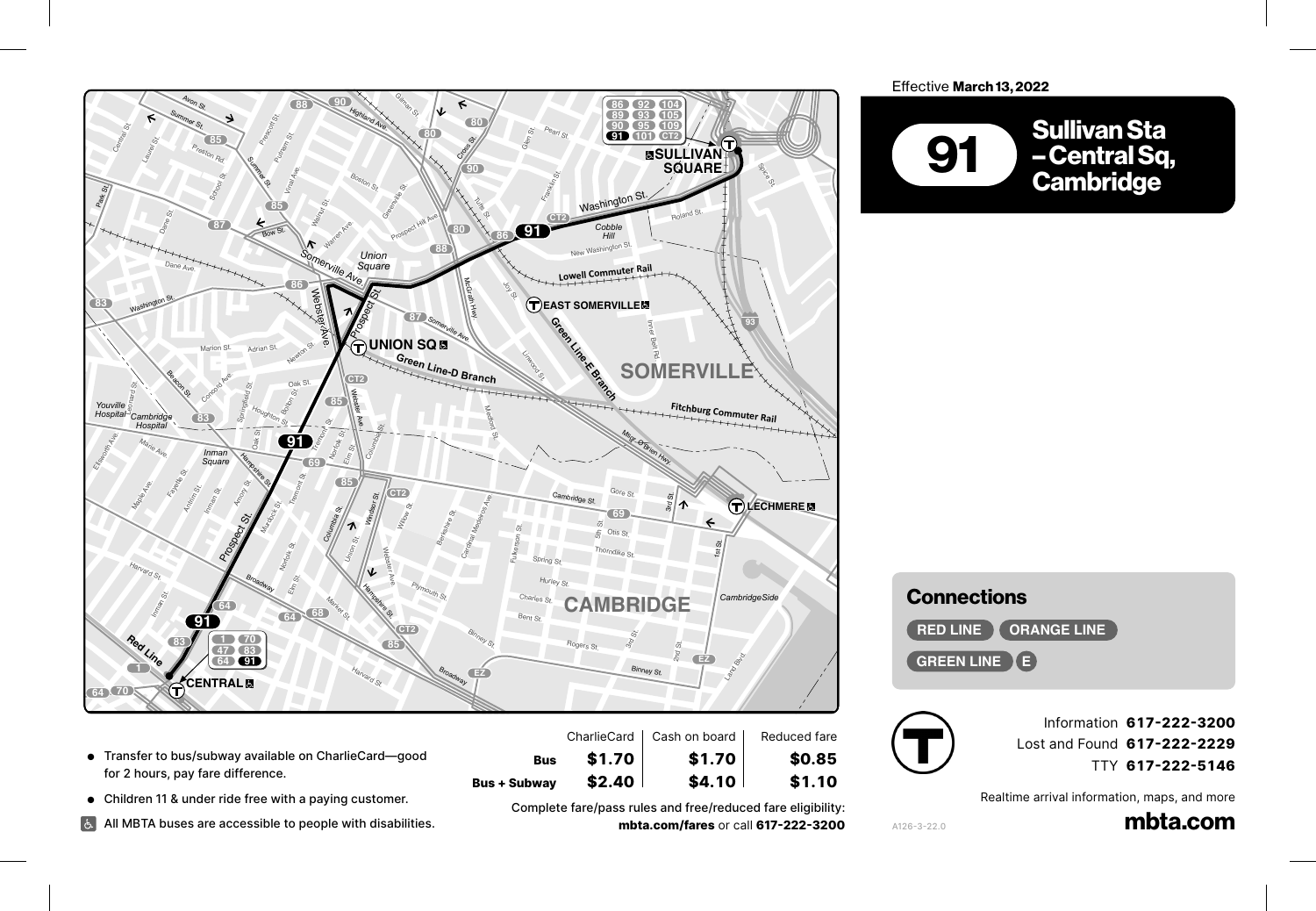Effective **March 13, 2022**

# 91 Sullivan Sta – Central Sq, Cambridge

## Connections

RED LINE · ORANGE LINE · GREEN LINE E

- Transfer to bus/subway available on CharlieCard—good for 2 hours, pay fare difference.
- Children 11 & under ride free with a paying customer.
- All MBTA buses are accessible to people with disabilities.

| | CharlieCard | Cash on board | Reduced fare |
|---|---|---|---|
| **Bus** | **$1.70** | **$1.70** | **$0.85** |
| **Bus + Subway** | **$2.40** | **$4.10** | **$1.10** |

Complete fare/pass rules and free/reduced fare eligibility: **mbta.com/fares** or call **617-222-3200**

Information **617-222-3200**
Lost and Found **617-222-2229**
TTY **617-222-5146**

Realtime arrival information, maps, and more

**mbta.com**

A126-3-22.0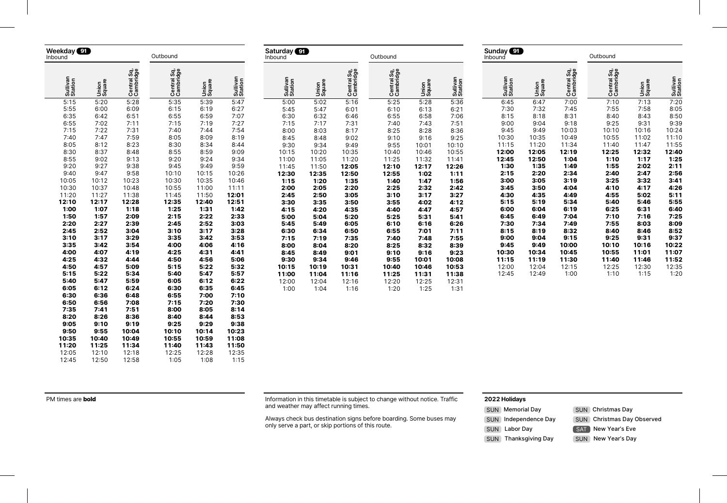## Weekday 91

| Inbound | | | Outbound | | |
|---|---|---|---|---|---|
| Sullivan Station | Union Square | Central Sq, Cambridge | Central Sq, Cambridge | Union Square | Sullivan Station |
| 5:15 | 5:20 | 5:28 | 5:35 | 5:39 | 5:47 |
| 5:55 | 6:00 | 6:09 | 6:15 | 6:19 | 6:27 |
| 6:35 | 6:42 | 6:51 | 6:55 | 6:59 | 7:07 |
| 6:55 | 7:02 | 7:11 | 7:15 | 7:19 | 7:27 |
| 7:15 | 7:22 | 7:31 | 7:40 | 7:44 | 7:54 |
| 7:40 | 7:47 | 7:59 | 8:05 | 8:09 | 8:19 |
| 8:05 | 8:12 | 8:23 | 8:30 | 8:34 | 8:44 |
| 8:30 | 8:37 | 8:48 | 8:55 | 8:59 | 9:09 |
| 8:55 | 9:02 | 9:13 | 9:20 | 9:24 | 9:34 |
| 9:20 | 9:27 | 9:38 | 9:45 | 9:49 | 9:59 |
| 9:40 | 9:47 | 9:58 | 10:10 | 10:15 | 10:26 |
| 10:05 | 10:12 | 10:23 | 10:30 | 10:35 | 10:46 |
| 10:30 | 10:37 | 10:48 | 10:55 | 11:00 | 11:11 |
| 11:20 | 11:27 | 11:38 | 11:45 | 11:50 | **12:01** |
| **12:10** | **12:17** | **12:28** | **12:35** | **12:40** | **12:51** |
| **1:00** | **1:07** | **1:18** | **1:25** | **1:31** | **1:42** |
| **1:50** | **1:57** | **2:09** | **2:15** | **2:22** | **2:33** |
| **2:20** | **2:27** | **2:39** | **2:45** | **2:52** | **3:03** |
| **2:45** | **2:52** | **3:04** | **3:10** | **3:17** | **3:28** |
| **3:10** | **3:17** | **3:29** | **3:35** | **3:42** | **3:53** |
| **3:35** | **3:42** | **3:54** | **4:00** | **4:06** | **4:16** |
| **4:00** | **4:07** | **4:19** | **4:25** | **4:31** | **4:41** |
| **4:25** | **4:32** | **4:44** | **4:50** | **4:56** | **5:06** |
| **4:50** | **4:57** | **5:09** | **5:15** | **5:22** | **5:32** |
| **5:15** | **5:22** | **5:34** | **5:40** | **5:47** | **5:57** |
| **5:40** | **5:47** | **5:59** | **6:05** | **6:12** | **6:22** |
| **6:05** | **6:12** | **6:24** | **6:30** | **6:35** | **6:45** |
| **6:30** | **6:36** | **6:48** | **6:55** | **7:00** | **7:10** |
| **6:50** | **6:56** | **7:08** | **7:15** | **7:20** | **7:30** |
| **7:35** | **7:41** | **7:51** | **8:00** | **8:05** | **8:14** |
| **8:20** | **8:26** | **8:36** | **8:40** | **8:44** | **8:53** |
| **9:05** | **9:10** | **9:19** | **9:25** | **9:29** | **9:38** |
| **9:50** | **9:55** | **10:04** | **10:10** | **10:14** | **10:23** |
| **10:35** | **10:40** | **10:49** | **10:55** | **10:59** | **11:08** |
| **11:20** | **11:25** | **11:34** | **11:40** | **11:43** | **11:50** |
| 12:05 | 12:10 | 12:18 | 12:25 | 12:28 | 12:35 |
| 12:45 | 12:50 | 12:58 | 1:05 | 1:08 | 1:15 |

## Saturday 91

| Inbound | | | Outbound | | |
|---|---|---|---|---|---|
| Sullivan Station | Union Square | Central Sq, Cambridge | Central Sq, Cambridge | Union Square | Sullivan Station |
| 5:00 | 5:02 | 5:16 | 5:25 | 5:28 | 5:36 |
| 5:45 | 5:47 | 6:01 | 6:10 | 6:13 | 6:21 |
| 6:30 | 6:32 | 6:46 | 6:55 | 6:58 | 7:06 |
| 7:15 | 7:17 | 7:31 | 7:40 | 7:43 | 7:51 |
| 8:00 | 8:03 | 8:17 | 8:25 | 8:28 | 8:36 |
| 8:45 | 8:48 | 9:02 | 9:10 | 9:16 | 9:25 |
| 9:30 | 9:34 | 9:49 | 9:55 | 10:01 | 10:10 |
| 10:15 | 10:20 | 10:35 | 10:40 | 10:46 | 10:55 |
| 11:00 | 11:05 | 11:20 | 11:25 | 11:32 | 11:41 |
| 11:45 | 11:50 | **12:05** | **12:10** | **12:17** | **12:26** |
| **12:30** | **12:35** | **12:50** | **12:55** | **1:02** | **1:11** |
| **1:15** | **1:20** | **1:35** | **1:40** | **1:47** | **1:56** |
| **2:00** | **2:05** | **2:20** | **2:25** | **2:32** | **2:42** |
| **2:45** | **2:50** | **3:05** | **3:10** | **3:17** | **3:27** |
| **3:30** | **3:35** | **3:50** | **3:55** | **4:02** | **4:12** |
| **4:15** | **4:20** | **4:35** | **4:40** | **4:47** | **4:57** |
| **5:00** | **5:04** | **5:20** | **5:25** | **5:31** | **5:41** |
| **5:45** | **5:49** | **6:05** | **6:10** | **6:16** | **6:26** |
| **6:30** | **6:34** | **6:50** | **6:55** | **7:01** | **7:11** |
| **7:15** | **7:19** | **7:35** | **7:40** | **7:48** | **7:55** |
| **8:00** | **8:04** | **8:20** | **8:25** | **8:32** | **8:39** |
| **8:45** | **8:49** | **9:01** | **9:10** | **9:16** | **9:23** |
| **9:30** | **9:34** | **9:46** | **9:55** | **10:01** | **10:08** |
| **10:15** | **10:19** | **10:31** | **10:40** | **10:46** | **10:53** |
| **11:00** | **11:04** | **11:16** | **11:25** | **11:31** | **11:38** |
| 12:00 | 12:04 | 12:16 | 12:20 | 12:25 | 12:31 |
| 1:00 | 1:04 | 1:16 | 1:20 | 1:25 | 1:31 |

## Sunday 91

| Inbound | | | Outbound | | |
|---|---|---|---|---|---|
| Sullivan Station | Union Square | Central Sq, Cambridge | Central Sq, Cambridge | Union Square | Sullivan Station |
| 6:45 | 6:47 | 7:00 | 7:10 | 7:13 | 7:20 |
| 7:30 | 7:32 | 7:45 | 7:55 | 7:58 | 8:05 |
| 8:15 | 8:18 | 8:31 | 8:40 | 8:43 | 8:50 |
| 9:00 | 9:04 | 9:18 | 9:25 | 9:31 | 9:39 |
| 9:45 | 9:49 | 10:03 | 10:10 | 10:16 | 10:24 |
| 10:30 | 10:35 | 10:49 | 10:55 | 11:02 | 11:10 |
| 11:15 | 11:20 | 11:34 | 11:40 | 11:47 | 11:55 |
| **12:00** | **12:05** | **12:19** | **12:25** | **12:32** | **12:40** |
| **12:45** | **12:50** | **1:04** | **1:10** | **1:17** | **1:25** |
| **1:30** | **1:35** | **1:49** | **1:55** | **2:02** | **2:11** |
| **2:15** | **2:20** | **2:34** | **2:40** | **2:47** | **2:56** |
| **3:00** | **3:05** | **3:19** | **3:25** | **3:32** | **3:41** |
| **3:45** | **3:50** | **4:04** | **4:10** | **4:17** | **4:26** |
| **4:30** | **4:35** | **4:49** | **4:55** | **5:02** | **5:11** |
| **5:15** | **5:19** | **5:34** | **5:40** | **5:46** | **5:55** |
| **6:00** | **6:04** | **6:19** | **6:25** | **6:31** | **6:40** |
| **6:45** | **6:49** | **7:04** | **7:10** | **7:16** | **7:25** |
| **7:30** | **7:34** | **7:49** | **7:55** | **8:03** | **8:09** |
| **8:15** | **8:19** | **8:32** | **8:40** | **8:46** | **8:52** |
| **9:00** | **9:04** | **9:15** | **9:25** | **9:31** | **9:37** |
| **9:45** | **9:49** | **10:00** | **10:10** | **10:16** | **10:22** |
| **10:30** | **10:34** | **10:45** | **10:55** | **11:01** | **11:07** |
| **11:15** | **11:19** | **11:30** | **11:40** | **11:46** | **11:52** |
| 12:00 | 12:04 | 12:15 | 12:25 | 12:30 | 12:35 |
| 12:45 | 12:49 | 1:00 | 1:10 | 1:15 | 1:20 |

PM times are **bold**

Information in this timetable is subject to change without notice. Traffic and weather may affect running times.

Always check bus destination signs before boarding. Some buses may only serve a part, or skip portions of this route.

**2022 Holidays**

- SUN Memorial Day
- SUN Independence Day
- SUN Labor Day
- SUN Thanksgiving Day
- SUN Christmas Day
- SUN Christmas Day Observed
- SAT New Year's Eve
- SUN New Year's Day